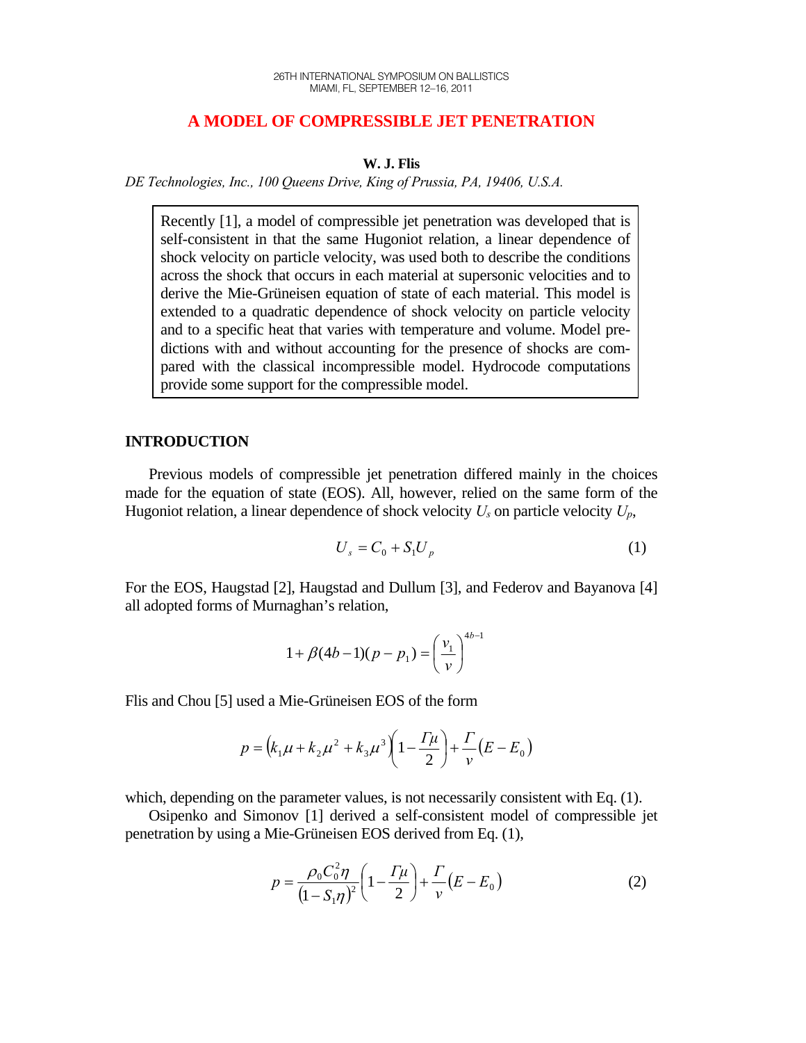# A MODEL OF COMPRESSIBLE JET PENETRATION

**W. J. Flis**

*DE Technologies, Inc., 100 Queens Drive, King of Prussia, PA, 19406, U.S.A.*

> Recently [1], a model of compressible jet penetration was developed that is self-consistent in that the same Hugoniot relation, a linear dependence of shock velocity on particle velocity, was used both to describe the conditions across the shock that occurs in each material at supersonic velocities and to derive the Mie-Grüneisen equation of state of each material. This model is extended to a quadratic dependence of shock velocity on particle velocity and to a specific heat that varies with temperature and volume. Model predictions with and without accounting for the presence of shocks are compared with the classical incompressible model. Hydrocode computations provide some support for the compressible model.

## INTRODUCTION

Previous models of compressible jet penetration differed mainly in the choices made for the equation of state (EOS). All, however, relied on the same form of the Hugoniot relation, a linear dependence of shock velocity $U_s$ on particle velocity $U_p$,

$$U_s = C_0 + S_1 U_p \tag{1}$$

For the EOS, Haugstad [2], Haugstad and Dullum [3], and Federov and Bayanova [4] all adopted forms of Murnaghan's relation,

$$1 + \beta(4b-1)(p - p_1) = \left(\frac{v_1}{v}\right)^{4b-1}$$

Flis and Chou [5] used a Mie-Grüneisen EOS of the form

$$p = \left(k_1\mu + k_2\mu^2 + k_3\mu^3\right)\left(1 - \frac{\Gamma\mu}{2}\right) + \frac{\Gamma}{v}\left(E - E_0\right)$$

which, depending on the parameter values, is not necessarily consistent with Eq. (1).

Osipenko and Simonov [1] derived a self-consistent model of compressible jet penetration by using a Mie-Grüneisen EOS derived from Eq. (1),

$$p = \frac{\rho_0 C_0^2 \eta}{\left(1 - S_1\eta\right)^2}\left(1 - \frac{\Gamma\mu}{2}\right) + \frac{\Gamma}{v}\left(E - E_0\right) \tag{2}$$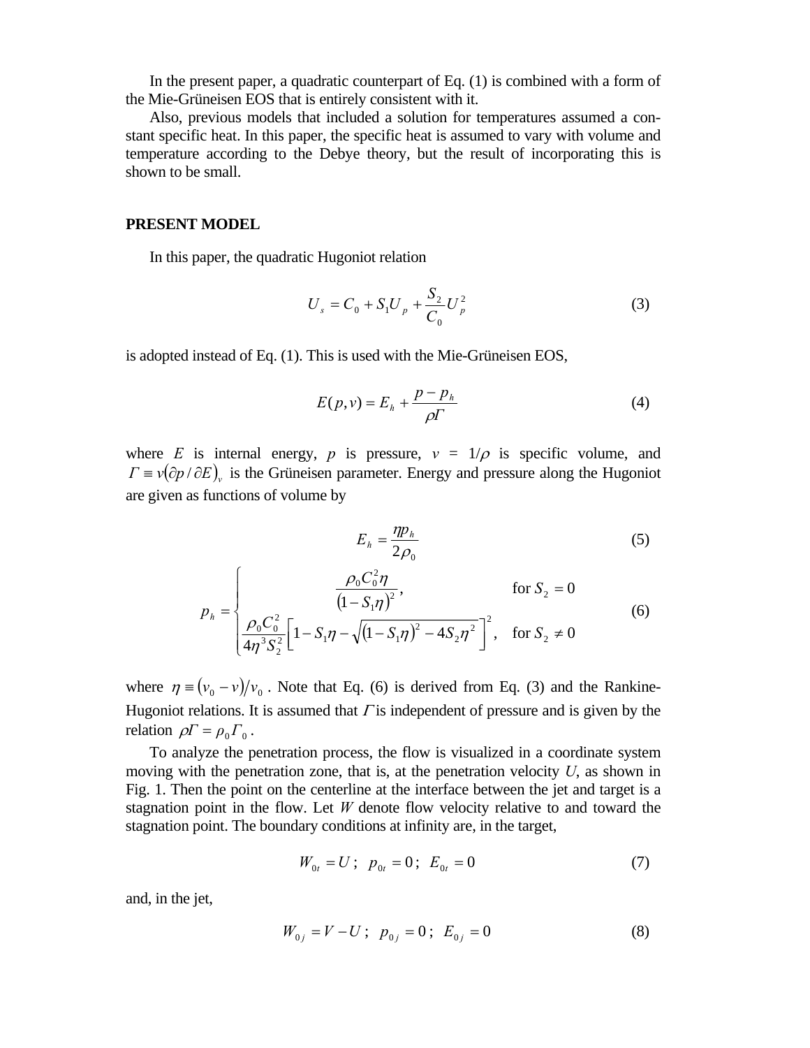In the present paper, a quadratic counterpart of Eq. (1) is combined with a form of the Mie-Grüneisen EOS that is entirely consistent with it.

Also, previous models that included a solution for temperatures assumed a constant specific heat. In this paper, the specific heat is assumed to vary with volume and temperature according to the Debye theory, but the result of incorporating this is shown to be small.

## PRESENT MODEL

In this paper, the quadratic Hugoniot relation

$$U_s = C_0 + S_1 U_p + \frac{S_2}{C_0} U_p^2 \tag{3}$$

is adopted instead of Eq. (1). This is used with the Mie-Grüneisen EOS,

$$E(p,v) = E_h + \frac{p - p_h}{\rho \Gamma} \tag{4}$$

where $E$ is internal energy, $p$ is pressure, $v = 1/\rho$ is specific volume, and $\Gamma \equiv v(\partial p / \partial E)_v$ is the Grüneisen parameter. Energy and pressure along the Hugoniot are given as functions of volume by

$$E_h = \frac{\eta p_h}{2\rho_0} \tag{5}$$

$$p_h = \begin{cases} \dfrac{\rho_0 C_0^2 \eta}{(1 - S_1 \eta)^2}, & \text{for } S_2 = 0 \\[2ex] \dfrac{\rho_0 C_0^2}{4\eta^3 S_2^2}\left[1 - S_1\eta - \sqrt{(1 - S_1\eta)^2 - 4 S_2 \eta^2}\right]^2, & \text{for } S_2 \neq 0 \end{cases} \tag{6}$$

where $\eta \equiv (v_0 - v)/v_0$. Note that Eq. (6) is derived from Eq. (3) and the Rankine-Hugoniot relations. It is assumed that $\Gamma$ is independent of pressure and is given by the relation $\rho\Gamma = \rho_0 \Gamma_0$.

To analyze the penetration process, the flow is visualized in a coordinate system moving with the penetration zone, that is, at the penetration velocity $U$, as shown in Fig. 1. Then the point on the centerline at the interface between the jet and target is a stagnation point in the flow. Let $W$ denote flow velocity relative to and toward the stagnation point. The boundary conditions at infinity are, in the target,

$$W_{0t} = U\,; \quad p_{0t} = 0\,; \quad E_{0t} = 0 \tag{7}$$

and, in the jet,

$$W_{0j} = V - U\,; \quad p_{0j} = 0\,; \quad E_{0j} = 0 \tag{8}$$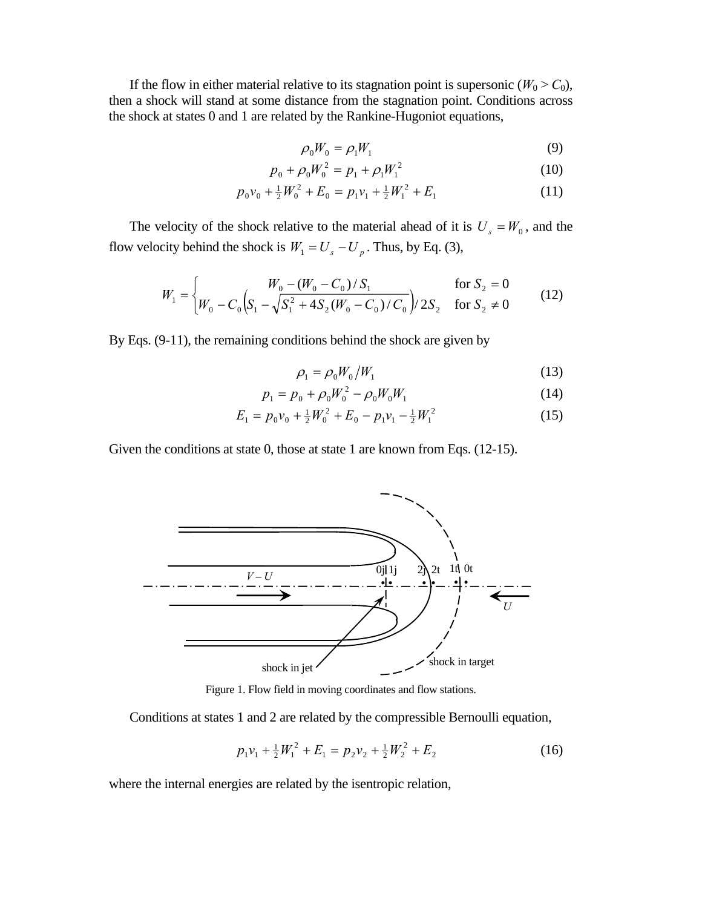If the flow in either material relative to its stagnation point is supersonic ($W_0 > C_0$), then a shock will stand at some distance from the stagnation point. Conditions across the shock at states 0 and 1 are related by the Rankine-Hugoniot equations,

$$\rho_0 W_0 = \rho_1 W_1 \tag{9}$$

$$p_0 + \rho_0 W_0^2 = p_1 + \rho_1 W_1^2 \tag{10}$$

$$p_0 v_0 + \tfrac{1}{2} W_0^2 + E_0 = p_1 v_1 + \tfrac{1}{2} W_1^2 + E_1 \tag{11}$$

The velocity of the shock relative to the material ahead of it is $U_s = W_0$, and the flow velocity behind the shock is $W_1 = U_s - U_p$. Thus, by Eq. (3),

$$W_1 = \begin{cases} W_0 - (W_0 - C_0)/S_1 & \text{for } S_2 = 0 \\ W_0 - C_0\left(S_1 - \sqrt{S_1^2 + 4S_2 (W_0 - C_0)/C_0}\right)/\,2S_2 & \text{for } S_2 \neq 0 \end{cases} \tag{12}$$

By Eqs. (9-11), the remaining conditions behind the shock are given by

$$\rho_1 = \rho_0 W_0 / W_1 \tag{13}$$

$$p_1 = p_0 + \rho_0 W_0^2 - \rho_0 W_0 W_1 \tag{14}$$

$$E_1 = p_0 v_0 + \tfrac{1}{2} W_0^2 + E_0 - p_1 v_1 - \tfrac{1}{2} W_1^2 \tag{15}$$

Given the conditions at state 0, those at state 1 are known from Eqs. (12-15).

Figure 1. Flow field in moving coordinates and flow stations.

Conditions at states 1 and 2 are related by the compressible Bernoulli equation,

$$p_1 v_1 + \tfrac{1}{2} W_1^2 + E_1 = p_2 v_2 + \tfrac{1}{2} W_2^2 + E_2 \tag{16}$$

where the internal energies are related by the isentropic relation,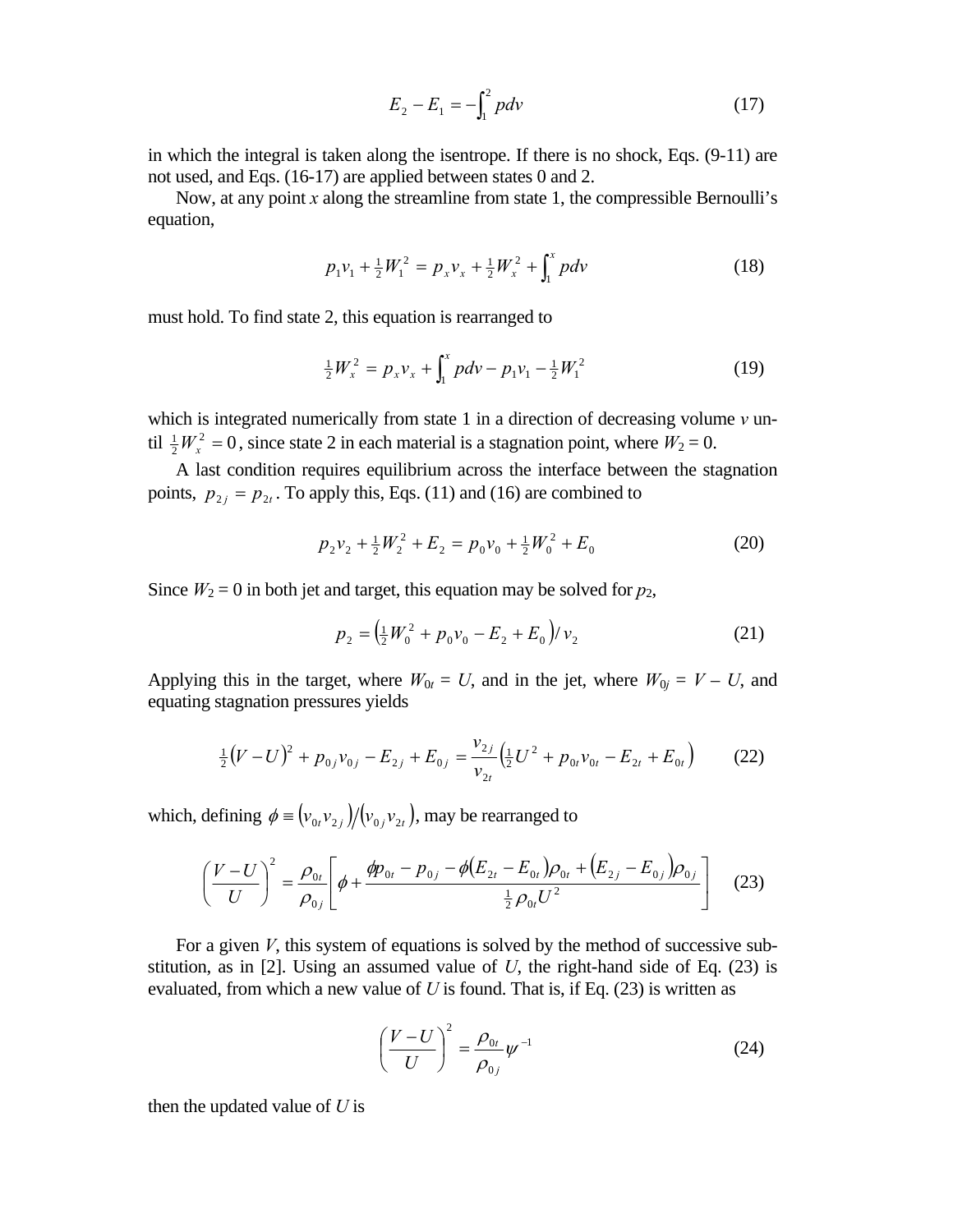$$E_2 - E_1 = -\int_1^2 p dv \tag{17}$$

in which the integral is taken along the isentrope. If there is no shock, Eqs. (9-11) are not used, and Eqs. (16-17) are applied between states 0 and 2.

Now, at any point $x$ along the streamline from state 1, the compressible Bernoulli's equation,

$$p_1 v_1 + \tfrac{1}{2} W_1^2 = p_x v_x + \tfrac{1}{2} W_x^2 + \int_1^x p dv \tag{18}$$

must hold. To find state 2, this equation is rearranged to

$$\tfrac{1}{2} W_x^2 = p_x v_x + \int_1^x p dv - p_1 v_1 - \tfrac{1}{2} W_1^2 \tag{19}$$

which is integrated numerically from state 1 in a direction of decreasing volume $v$ until $\tfrac{1}{2} W_x^2 = 0$, since state 2 in each material is a stagnation point, where $W_2 = 0$.

A last condition requires equilibrium across the interface between the stagnation points, $p_{2j} = p_{2t}$. To apply this, Eqs. (11) and (16) are combined to

$$p_2 v_2 + \tfrac{1}{2} W_2^2 + E_2 = p_0 v_0 + \tfrac{1}{2} W_0^2 + E_0 \tag{20}$$

Since $W_2 = 0$ in both jet and target, this equation may be solved for $p_2$,

$$p_2 = \left( \tfrac{1}{2} W_0^2 + p_0 v_0 - E_2 + E_0 \right) / v_2 \tag{21}$$

Applying this in the target, where $W_{0t} = U$, and in the jet, where $W_{0j} = V - U$, and equating stagnation pressures yields

$$\tfrac{1}{2}(V - U)^2 + p_{0j} v_{0j} - E_{2j} + E_{0j} = \frac{v_{2j}}{v_{2t}} \left( \tfrac{1}{2} U^2 + p_{0t} v_{0t} - E_{2t} + E_{0t} \right) \tag{22}$$

which, defining $\phi \equiv (v_{0t} v_{2j}) / (v_{0j} v_{2t})$, may be rearranged to

$$\left( \frac{V - U}{U} \right)^2 = \frac{\rho_{0t}}{\rho_{0j}} \left[ \phi + \frac{\phi p_{0t} - p_{0j} - \phi (E_{2t} - E_{0t}) \rho_{0t} + (E_{2j} - E_{0j}) \rho_{0j}}{\tfrac{1}{2} \rho_{0t} U^2} \right] \tag{23}$$

For a given $V$, this system of equations is solved by the method of successive substitution, as in [2]. Using an assumed value of $U$, the right-hand side of Eq. (23) is evaluated, from which a new value of $U$ is found. That is, if Eq. (23) is written as

$$\left( \frac{V - U}{U} \right)^2 = \frac{\rho_{0t}}{\rho_{0j}} \psi^{-1} \tag{24}$$

then the updated value of $U$ is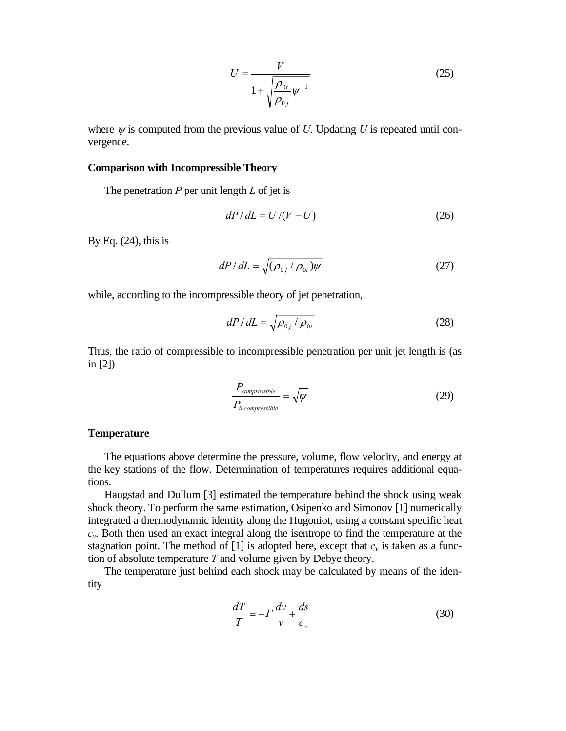$$U = \frac{V}{1 + \sqrt{\frac{\rho_{0t}}{\rho_{0j}} \psi^{-1}}} \tag{25}$$

where $\psi$ is computed from the previous value of $U$. Updating $U$ is repeated until convergence.

### Comparison with Incompressible Theory

The penetration $P$ per unit length $L$ of jet is

$$dP / dL = U / (V - U) \tag{26}$$

By Eq. (24), this is

$$dP / dL = \sqrt{(\rho_{0j} / \rho_{0t}) \psi} \tag{27}$$

while, according to the incompressible theory of jet penetration,

$$dP / dL = \sqrt{\rho_{0j} / \rho_{0t}} \tag{28}$$

Thus, the ratio of compressible to incompressible penetration per unit jet length is (as in [2])

$$\frac{P_{compressible}}{P_{incompressible}} = \sqrt{\psi} \tag{29}$$

### Temperature

The equations above determine the pressure, volume, flow velocity, and energy at the key stations of the flow. Determination of temperatures requires additional equations.

Haugstad and Dullum [3] estimated the temperature behind the shock using weak shock theory. To perform the same estimation, Osipenko and Simonov [1] numerically integrated a thermodynamic identity along the Hugoniot, using a constant specific heat $c_v$. Both then used an exact integral along the isentrope to find the temperature at the stagnation point. The method of [1] is adopted here, except that $c_v$ is taken as a function of absolute temperature $T$ and volume given by Debye theory.

The temperature just behind each shock may be calculated by means of the identity

$$\frac{dT}{T} = -\Gamma \frac{dv}{v} + \frac{ds}{c_v} \tag{30}$$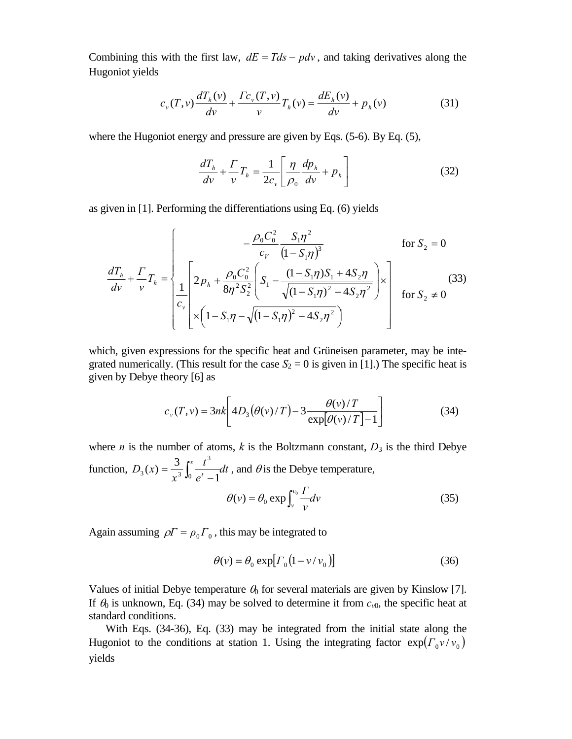Combining this with the first law, $dE = Tds - pdv$, and taking derivatives along the Hugoniot yields

$$c_v(T,v)\frac{dT_h(v)}{dv} + \frac{\Gamma c_v(T,v)}{v}T_h(v) = \frac{dE_h(v)}{dv} + p_h(v) \tag{31}$$

where the Hugoniot energy and pressure are given by Eqs. (5-6). By Eq. (5),

$$\frac{dT_h}{dv} + \frac{\Gamma}{v}T_h = \frac{1}{2c_v}\left[\frac{\eta}{\rho_0}\frac{dp_h}{dv} + p_h\right] \tag{32}$$

as given in [1]. Performing the differentiations using Eq. (6) yields

$$\frac{dT_h}{dv} + \frac{\Gamma}{v}T_h = \begin{cases} -\dfrac{\rho_0 C_0^2}{c_V}\dfrac{S_1\eta^2}{(1-S_1\eta)^3} & \text{for } S_2 = 0 \\[2ex] \dfrac{1}{c_v}\left[\begin{array}{l} 2p_h + \dfrac{\rho_0 C_0^2}{8\eta^2 S_2^2}\left(S_1 - \dfrac{(1-S_1\eta)S_1 + 4S_2\eta}{\sqrt{(1-S_1\eta)^2 - 4S_2\eta^2}}\right)\times \\ \times\left(1 - S_1\eta - \sqrt{(1-S_1\eta)^2 - 4S_2\eta^2}\right) \end{array}\right] & \text{for } S_2 \neq 0 \end{cases} \tag{33}$$

which, given expressions for the specific heat and Grüneisen parameter, may be integrated numerically. (This result for the case $S_2 = 0$ is given in [1].) The specific heat is given by Debye theory [6] as

$$c_v(T,v) = 3nk\left[4D_3\left(\theta(v)/T\right) - 3\frac{\theta(v)/T}{\exp[\theta(v)/T] - 1}\right] \tag{34}$$

where $n$ is the number of atoms, $k$ is the Boltzmann constant, $D_3$ is the third Debye function, $D_3(x) = \dfrac{3}{x^3}\int_0^x \dfrac{t^3}{e^t - 1}dt$, and $\theta$ is the Debye temperature,

$$\theta(v) = \theta_0 \exp\int_v^{v_0}\frac{\Gamma}{v}dv \tag{35}$$

Again assuming $\rho\Gamma = \rho_0\Gamma_0$, this may be integrated to

$$\theta(v) = \theta_0 \exp\left[\Gamma_0\left(1 - v/v_0\right)\right] \tag{36}$$

Values of initial Debye temperature $\theta_0$ for several materials are given by Kinslow [7]. If $\theta_0$ is unknown, Eq. (34) may be solved to determine it from $c_{v0}$, the specific heat at standard conditions.

With Eqs. (34-36), Eq. (33) may be integrated from the initial state along the Hugoniot to the conditions at station 1. Using the integrating factor $\exp\left(\Gamma_0 v/v_0\right)$ yields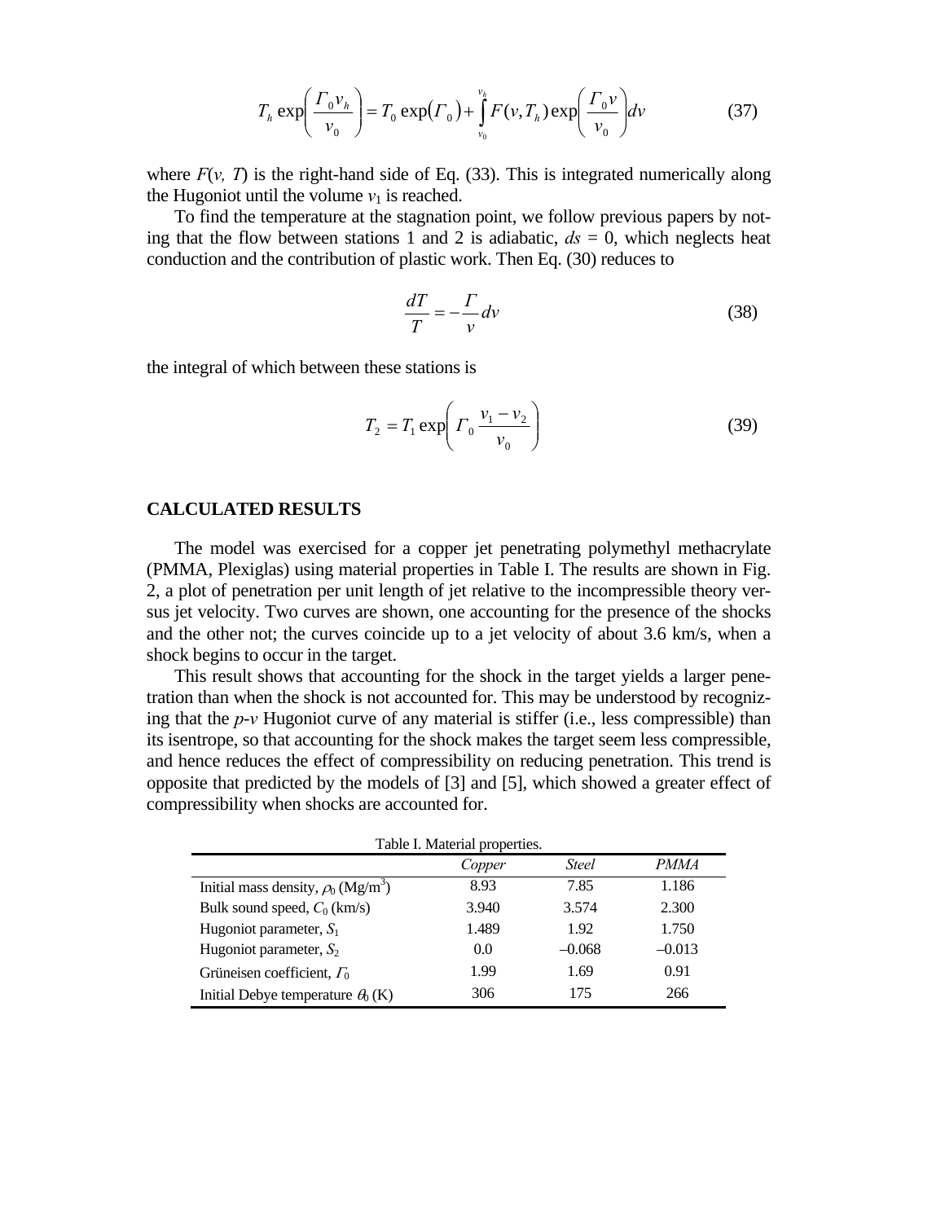$$T_h \exp\left(\frac{\Gamma_0 v_h}{v_0}\right) = T_0 \exp(\Gamma_0) + \int_{v_0}^{v_h} F(v, T_h) \exp\left(\frac{\Gamma_0 v}{v_0}\right) dv \tag{37}$$

where $F(v, T)$ is the right-hand side of Eq. (33). This is integrated numerically along the Hugoniot until the volume $v_1$ is reached.

To find the temperature at the stagnation point, we follow previous papers by noting that the flow between stations 1 and 2 is adiabatic, $ds = 0$, which neglects heat conduction and the contribution of plastic work. Then Eq. (30) reduces to

$$\frac{dT}{T} = -\frac{\Gamma}{v} dv \tag{38}$$

the integral of which between these stations is

$$T_2 = T_1 \exp\left(\Gamma_0 \frac{v_1 - v_2}{v_0}\right) \tag{39}$$

## CALCULATED RESULTS

The model was exercised for a copper jet penetrating polymethyl methacrylate (PMMA, Plexiglas) using material properties in Table I. The results are shown in Fig. 2, a plot of penetration per unit length of jet relative to the incompressible theory versus jet velocity. Two curves are shown, one accounting for the presence of the shocks and the other not; the curves coincide up to a jet velocity of about 3.6 km/s, when a shock begins to occur in the target.

This result shows that accounting for the shock in the target yields a larger penetration than when the shock is not accounted for. This may be understood by recognizing that the *p*-*v* Hugoniot curve of any material is stiffer (i.e., less compressible) than its isentrope, so that accounting for the shock makes the target seem less compressible, and hence reduces the effect of compressibility on reducing penetration. This trend is opposite that predicted by the models of [3] and [5], which showed a greater effect of compressibility when shocks are accounted for.

Table I. Material properties.

| | *Copper* | *Steel* | *PMMA* |
|---|---|---|---|
| Initial mass density, $\rho_0$ (Mg/m$^3$) | 8.93 | 7.85 | 1.186 |
| Bulk sound speed, $C_0$ (km/s) | 3.940 | 3.574 | 2.300 |
| Hugoniot parameter, $S_1$ | 1.489 | 1.92 | 1.750 |
| Hugoniot parameter, $S_2$ | 0.0 | –0.068 | –0.013 |
| Grüneisen coefficient, $\Gamma_0$ | 1.99 | 1.69 | 0.91 |
| Initial Debye temperature $\theta_0$ (K) | 306 | 175 | 266 |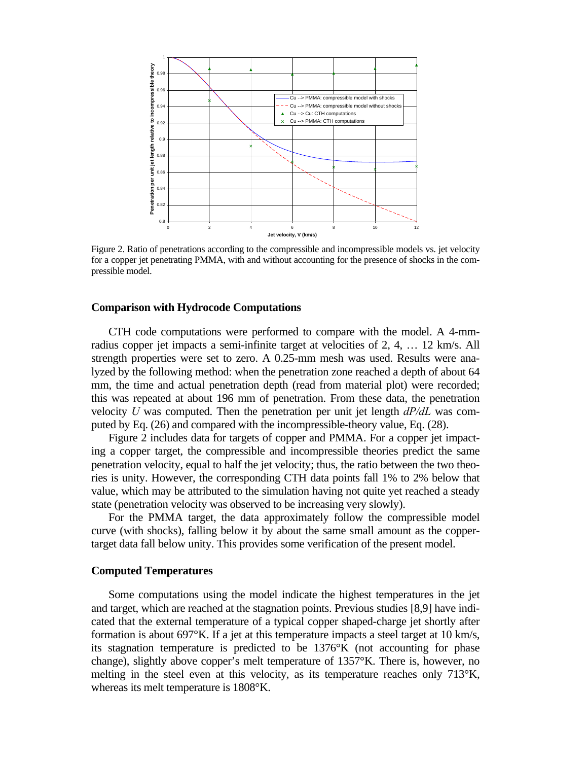Figure 2. Ratio of penetrations according to the compressible and incompressible models vs. jet velocity for a copper jet penetrating PMMA, with and without accounting for the presence of shocks in the compressible model.

## Comparison with Hydrocode Computations

CTH code computations were performed to compare with the model. A 4-mm-radius copper jet impacts a semi-infinite target at velocities of 2, 4, … 12 km/s. All strength properties were set to zero. A 0.25-mm mesh was used. Results were analyzed by the following method: when the penetration zone reached a depth of about 64 mm, the time and actual penetration depth (read from material plot) were recorded; this was repeated at about 196 mm of penetration. From these data, the penetration velocity $U$ was computed. Then the penetration per unit jet length $dP/dL$ was computed by Eq. (26) and compared with the incompressible-theory value, Eq. (28).

Figure 2 includes data for targets of copper and PMMA. For a copper jet impacting a copper target, the compressible and incompressible theories predict the same penetration velocity, equal to half the jet velocity; thus, the ratio between the two theories is unity. However, the corresponding CTH data points fall 1% to 2% below that value, which may be attributed to the simulation having not quite yet reached a steady state (penetration velocity was observed to be increasing very slowly).

For the PMMA target, the data approximately follow the compressible model curve (with shocks), falling below it by about the same small amount as the copper-target data fall below unity. This provides some verification of the present model.

## Computed Temperatures

Some computations using the model indicate the highest temperatures in the jet and target, which are reached at the stagnation points. Previous studies [8,9] have indicated that the external temperature of a typical copper shaped-charge jet shortly after formation is about 697°K. If a jet at this temperature impacts a steel target at 10 km/s, its stagnation temperature is predicted to be 1376°K (not accounting for phase change), slightly above copper's melt temperature of 1357°K. There is, however, no melting in the steel even at this velocity, as its temperature reaches only 713°K, whereas its melt temperature is 1808°K.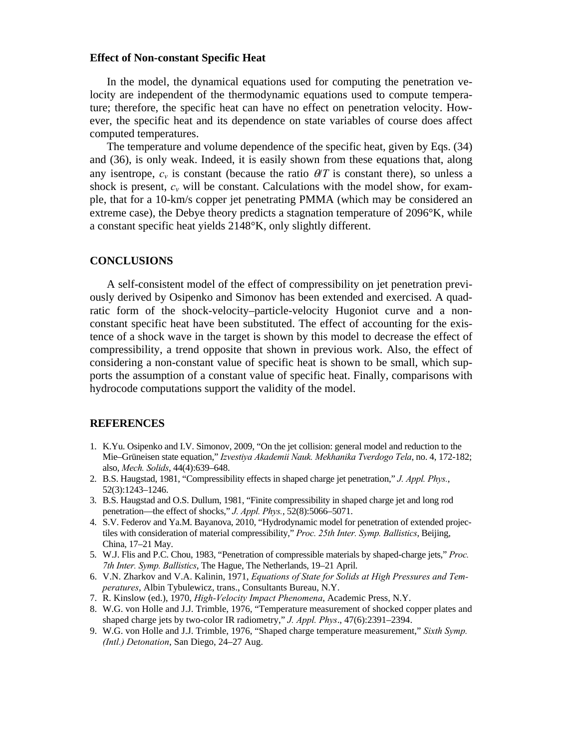### Effect of Non-constant Specific Heat

In the model, the dynamical equations used for computing the penetration velocity are independent of the thermodynamic equations used to compute temperature; therefore, the specific heat can have no effect on penetration velocity. However, the specific heat and its dependence on state variables of course does affect computed temperatures.

The temperature and volume dependence of the specific heat, given by Eqs. (34) and (36), is only weak. Indeed, it is easily shown from these equations that, along any isentrope, $c_v$ is constant (because the ratio $\theta/T$ is constant there), so unless a shock is present, $c_v$ will be constant. Calculations with the model show, for example, that for a 10-km/s copper jet penetrating PMMA (which may be considered an extreme case), the Debye theory predicts a stagnation temperature of 2096°K, while a constant specific heat yields 2148°K, only slightly different.

## CONCLUSIONS

A self-consistent model of the effect of compressibility on jet penetration previously derived by Osipenko and Simonov has been extended and exercised. A quadratic form of the shock-velocity–particle-velocity Hugoniot curve and a non-constant specific heat have been substituted. The effect of accounting for the existence of a shock wave in the target is shown by this model to decrease the effect of compressibility, a trend opposite that shown in previous work. Also, the effect of considering a non-constant value of specific heat is shown to be small, which supports the assumption of a constant value of specific heat. Finally, comparisons with hydrocode computations support the validity of the model.

## REFERENCES

1. K.Yu. Osipenko and I.V. Simonov, 2009, "On the jet collision: general model and reduction to the Mie–Grüneisen state equation," *Izvestiya Akademii Nauk. Mekhanika Tverdogo Tela*, no. 4, 172-182; also, *Mech. Solids*, 44(4):639–648.
2. B.S. Haugstad, 1981, "Compressibility effects in shaped charge jet penetration," *J. Appl. Phys.*, 52(3):1243–1246.
3. B.S. Haugstad and O.S. Dullum, 1981, "Finite compressibility in shaped charge jet and long rod penetration—the effect of shocks," *J. Appl. Phys.*, 52(8):5066–5071.
4. S.V. Federov and Ya.M. Bayanova, 2010, "Hydrodynamic model for penetration of extended projectiles with consideration of material compressibility," *Proc. 25th Inter. Symp. Ballistics*, Beijing, China, 17–21 May.
5. W.J. Flis and P.C. Chou, 1983, "Penetration of compressible materials by shaped-charge jets," *Proc. 7th Inter. Symp. Ballistics*, The Hague, The Netherlands, 19–21 April.
6. V.N. Zharkov and V.A. Kalinin, 1971, *Equations of State for Solids at High Pressures and Temperatures*, Albin Tybulewicz, trans., Consultants Bureau, N.Y.
7. R. Kinslow (ed.), 1970, *High-Velocity Impact Phenomena*, Academic Press, N.Y.
8. W.G. von Holle and J.J. Trimble, 1976, "Temperature measurement of shocked copper plates and shaped charge jets by two-color IR radiometry," *J. Appl. Phys*., 47(6):2391–2394.
9. W.G. von Holle and J.J. Trimble, 1976, "Shaped charge temperature measurement," *Sixth Symp. (Intl.) Detonation*, San Diego, 24–27 Aug.